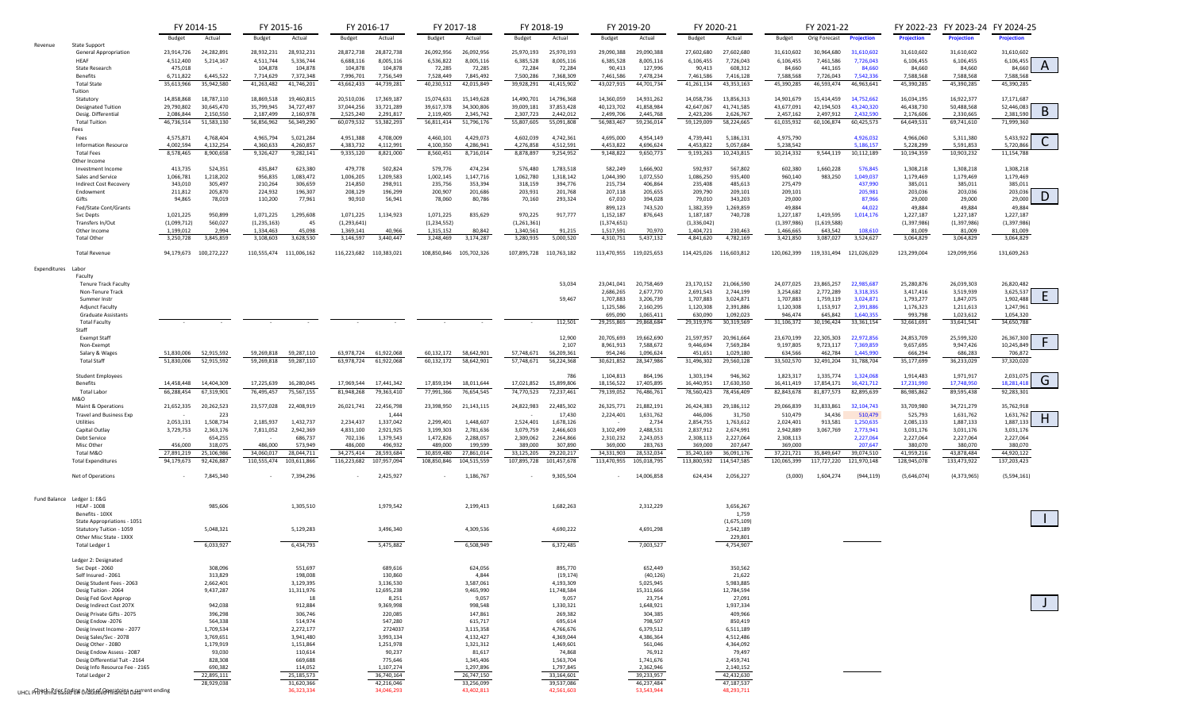| | | FY 2014-15 | | FY 2015-16 | | FY 2016-17 | | FY 2017-18 | | FY 2018-19 | | FY 2019-20 | | FY 2020-21 | | FY 2021-22 | | | FY 2022-23 | FY 2023-24 | FY 2024-25 | |
|---|---|---|---|---|---|---|---|---|---|---|---|---|---|---|---|---|---|---|---|---|---|---|
| | | Budget | Actual | Budget | Actual | Budget | Actual | Budget | Actual | Budget | Actual | Budget | Actual | Budget | Actual | Budget | Orig Forecast | Projection | Projection | Projection | Projection | |
| Revenue | State Support | | | | | | | | | | | | | | | | | | | | | |
| | General Appropriation | 23,914,726 | 24,282,891 | 28,932,231 | 28,932,231 | 28,872,738 | 28,872,738 | 26,092,956 | 26,092,956 | 25,970,193 | 25,970,193 | 29,090,388 | 29,090,388 | 27,602,680 | 27,602,680 | 31,610,602 | 30,964,680 | 31,610,602 | 31,610,602 | 31,610,602 | 31,610,602 | |
| | HEAF | 4,512,400 | 5,214,167 | 4,511,744 | 5,336,744 | 6,688,116 | 8,005,116 | 6,536,822 | 8,005,116 | 6,385,528 | 8,005,116 | 6,385,528 | 8,005,116 | 6,106,455 | 7,726,043 | 6,106,455 | 7,461,586 | 7,726,043 | 6,106,455 | 6,106,455 | 6,106,455 | A |
| | State Research | 475,018 | | 104,878 | 104,878 | 104,878 | 104,878 | 72,285 | 72,285 | 72,284 | 72,284 | 90,413 | 127,996 | 90,413 | 608,312 | 84,660 | 441,165 | 84,660 | 84,660 | 84,660 | 84,660 | |
| | Benefits | 6,711,822 | 6,445,522 | 7,714,629 | 7,372,348 | 7,996,701 | 7,756,549 | 7,528,449 | 7,845,492 | 7,500,286 | 7,368,309 | 7,461,586 | 7,478,234 | 7,461,586 | 7,416,128 | 7,588,568 | 7,726,043 | 7,542,336 | 7,588,568 | 7,588,568 | 7,588,568 | |
| | Total State | 35,613,966 | 35,942,580 | 41,263,482 | 41,746,201 | 43,662,433 | 44,739,281 | 40,230,512 | 42,015,849 | 39,928,291 | 41,415,902 | 43,027,915 | 44,701,734 | 41,261,134 | 43,353,163 | 45,390,285 | 46,593,474 | 46,963,641 | 45,390,285 | 45,390,285 | 45,390,285 | |
| | Tuition | | | | | | | | | | | | | | | | | | | | | |
| | Statutory | 14,858,868 | 18,787,110 | 18,869,518 | 19,460,815 | 20,510,036 | 17,369,187 | 15,074,631 | 15,149,628 | 14,490,701 | 14,796,368 | 14,360,059 | 14,931,262 | 14,058,736 | 13,856,313 | 14,901,679 | 15,414,459 | 14,752,662 | 16,034,195 | 16,922,377 | 17,171,687 | |
| | Designated Tuition | 29,790,802 | 30,645,470 | 35,799,945 | 34,727,497 | 37,044,256 | 33,721,289 | 39,617,378 | 34,300,806 | 39,009,181 | 37,853,428 | 40,123,702 | 41,858,984 | 42,647,067 | 41,741,585 | 43,677,091 | 42,194,503 | 43,240,320 | 46,438,730 | 50,488,568 | 52,446,083 | |
| | Desig. Differential | 2,086,844 | 2,150,550 | 2,187,499 | 2,160,978 | 2,525,240 | 2,291,817 | 2,119,405 | 2,345,742 | 2,307,723 | 2,442,012 | 2,499,706 | 2,445,768 | 2,423,206 | 2,626,767 | 2,457,162 | 2,497,912 | 2,432,590 | 2,176,606 | 2,330,665 | 2,381,590 | B |
| | Total Tuition | 46,736,514 | 51,583,130 | 56,856,962 | 56,349,290 | 60,079,532 | 53,382,293 | 56,811,414 | 51,796,176 | 55,807,605 | 55,091,808 | 56,983,467 | 59,236,014 | 59,129,009 | 58,224,665 | 61,035,932 | 60,106,874 | 60,425,573 | 64,649,531 | 69,741,610 | 71,999,360 | |
| | Fees | | | | | | | | | | | | | | | | | | | | | |
| | Fees | 4,575,871 | 4,768,404 | 4,965,794 | 5,021,284 | 4,951,388 | 4,708,009 | 4,460,101 | 4,429,073 | 4,602,039 | 4,742,361 | 4,695,000 | 4,954,149 | 4,739,441 | 5,186,131 | 4,975,790 | | 4,926,032 | 4,966,060 | 5,311,380 | 5,433,922 | C |
| | Information Resource | 4,002,594 | 4,132,254 | 4,360,633 | 4,260,857 | 4,383,732 | 4,112,991 | 4,100,350 | 4,286,941 | 4,276,858 | 4,512,591 | 4,453,822 | 4,696,624 | 4,453,822 | 5,057,684 | 5,238,542 | | 5,186,157 | 5,228,299 | 5,591,853 | 5,720,866 | |
| | Total Fees | 8,578,465 | 8,900,658 | 9,326,427 | 9,282,141 | 9,335,120 | 8,821,000 | 8,560,451 | 8,716,014 | 8,878,897 | 9,254,952 | 9,148,822 | 9,650,773 | 9,193,263 | 10,243,815 | 10,214,332 | 9,544,119 | 10,112,189 | 10,194,359 | 10,903,232 | 11,154,788 | |
| | Other Income | | | | | | | | | | | | | | | | | | | | | |
| | Investment Income | 413,735 | 524,351 | 435,847 | 623,380 | 479,778 | 502,824 | 579,776 | 474,234 | 576,480 | 1,783,518 | 582,249 | 1,666,902 | 592,937 | 567,802 | 602,380 | 1,660,228 | 576,845 | 1,308,218 | 1,308,218 | 1,308,218 | |
| | Sales and Service | 1,066,781 | 1,218,202 | 956,835 | 1,083,472 | 1,006,205 | 1,209,583 | 1,002,145 | 1,147,716 | 1,062,780 | 1,318,142 | 1,044,390 | 1,072,550 | 1,086,250 | 935,400 | 960,140 | 983,250 | 1,049,037 | 1,179,469 | 1,179,469 | 1,179,469 | |
| | Indirect Cost Recovery | 343,010 | 305,497 | 210,264 | 306,659 | 214,850 | 298,911 | 235,756 | 353,394 | 318,159 | 394,776 | 215,734 | 406,864 | 235,408 | 485,613 | 275,479 | | 437,990 | 385,011 | 385,011 | 385,011 | |
| | Endowment | 211,812 | 205,870 | 224,932 | 196,307 | 208,129 | 196,299 | 200,907 | 201,686 | 203,931 | 201,768 | 207,118 | 205,655 | 209,790 | 209,101 | 209,101 | | 205,981 | 203,036 | 203,036 | 203,036 | D |
| | Gifts | 94,865 | 78,019 | 110,200 | 77,961 | 90,910 | 56,941 | 78,060 | 80,786 | 70,160 | 293,324 | 67,010 | 394,028 | 79,010 | 343,203 | 29,000 | | 87,966 | 29,000 | 29,000 | 29,000 | |
| | Fed/State Cont/Grants | | | | | | | | | | | 899,123 | 743,520 | 1,382,359 | 1,269,859 | 49,884 | | 44,022 | 49,884 | 49,884 | 49,884 | |
| | Svc Depts | 1,021,225 | 950,899 | 1,071,225 | 1,295,608 | 1,071,225 | 1,134,923 | 1,071,225 | 835,629 | 970,225 | 917,777 | 1,152,187 | 876,643 | 1,187,187 | 740,728 | 1,227,187 | 1,419,595 | 1,014,176 | 1,227,187 | 1,227,187 | 1,227,187 | |
| | Transfers In/Out | (1,099,712) | 560,027 | (1,235,163) | 45 | (1,293,641) | | (1,234,552) | | (1,261,361) | | (1,374,651) | | (1,336,042) | | (1,397,986) | (1,619,588) | | (1,397,986) | (1,397,986) | (1,397,986) | |
| | Other Income | 1,199,012 | 2,994 | 1,334,463 | 45,098 | 1,369,141 | 40,966 | 1,315,152 | 80,842 | 1,340,561 | 91,215 | 1,517,591 | 70,970 | 1,404,721 | 230,463 | 1,466,665 | 643,542 | 108,610 | 81,009 | 81,009 | 81,009 | |
| | Total Other | 3,250,728 | 3,845,859 | 3,108,603 | 3,628,530 | 3,146,597 | 3,440,447 | 3,248,469 | 3,174,287 | 3,280,935 | 5,000,520 | 4,310,751 | 5,437,132 | 4,841,620 | 4,782,169 | 3,421,850 | 3,087,027 | 3,524,627 | 3,064,829 | 3,064,829 | 3,064,829 | |
| | Total Revenue | 94,179,673 | 100,272,227 | 110,555,474 | 111,006,162 | 116,223,682 | 110,383,021 | 108,850,846 | 105,702,326 | 107,895,728 | 110,763,182 | 113,470,955 | 119,025,653 | 114,425,026 | 116,603,812 | 120,062,399 | 119,331,494 | 121,026,029 | 123,299,004 | 129,099,956 | 131,609,263 | |
| Expenditures | Labor | | | | | | | | | | | | | | | | | | | | | |
| | Faculty | | | | | | | | | | | | | | | | | | | | | |
| | Tenure Track Faculty | | | | | | | | | | 53,034 | 23,041,041 | 20,758,469 | 23,170,152 | 21,066,590 | 24,077,025 | 23,865,257 | 22,985,687 | 25,280,876 | 26,039,303 | 26,820,482 | |
| | Non-Tenure Track | | | | | | | | | | | 2,686,265 | 2,677,770 | 2,691,543 | 2,744,199 | 3,254,682 | 2,772,289 | 3,318,355 | 3,417,416 | 3,519,939 | 3,625,537 | E |
| | Summer Instr | | | | | | | | | | 59,467 | 1,707,883 | 3,206,739 | 1,707,883 | 3,024,871 | 1,707,883 | 1,759,119 | 3,024,871 | 1,793,277 | 1,847,075 | 1,902,488 | |
| | Adjunct Faculty | | | | | | | | | | | 1,125,586 | 2,160,295 | 1,120,308 | 2,391,886 | 1,120,308 | 1,153,917 | 2,391,886 | 1,176,323 | 1,211,613 | 1,247,961 | |
| | Graduate Assistants | | | | | | | | | | | 695,090 | 1,065,411 | 630,090 | 1,092,023 | 946,474 | 645,842 | 1,640,355 | 993,798 | 1,023,612 | 1,054,320 | |
| | Total Faculty | - | - | - | - | - | - | - | - | - | 112,501 | 29,255,865 | 29,868,684 | 29,319,976 | 30,319,569 | 31,106,372 | 30,196,424 | 33,361,154 | 32,661,691 | 33,641,541 | 34,650,788 | |
| | Staff | | | | | | | | | | | | | | | | | | | | | |
| | Exempt Staff | | | | | | | | | | 12,900 | 20,705,693 | 19,662,690 | 21,597,957 | 20,961,664 | 23,670,199 | 22,305,303 | 22,972,856 | 24,853,709 | 25,599,320 | 26,367,300 | |
| | Non-Exempt | | | | | | | | | | 2,107 | 8,961,913 | 7,588,672 | 9,446,694 | 7,569,284 | 9,197,805 | 9,723,117 | 7,369,859 | 9,657,695 | 9,947,426 | 10,245,849 | F |
| | Salary & Wages | 51,830,006 | 52,915,592 | 59,269,818 | 59,287,110 | 63,978,724 | 61,922,068 | 60,132,172 | 58,642,901 | 57,748,671 | 56,209,361 | 954,246 | 1,096,624 | 451,651 | 1,029,180 | 634,566 | 462,784 | 1,445,990 | 666,294 | 686,283 | 706,872 | |
| | Total Staff | 51,830,006 | 52,915,592 | 59,269,818 | 59,287,110 | 63,978,724 | 61,922,068 | 60,132,172 | 58,642,901 | 57,748,671 | 56,224,368 | 30,621,852 | 28,347,986 | 31,496,302 | 29,560,128 | 33,502,570 | 32,491,204 | 31,788,704 | 35,177,699 | 36,233,029 | 37,320,020 | |
| | Student Employees | | | | | | | | | | 786 | 1,104,813 | 864,196 | 1,303,194 | 946,362 | 1,823,317 | 1,335,774 | 1,324,068 | 1,914,483 | 1,971,917 | 2,031,075 | |
| | Benefits | 14,458,448 | 14,404,309 | 17,225,639 | 16,280,045 | 17,969,544 | 17,441,342 | 17,859,194 | 18,011,644 | 17,021,852 | 15,899,806 | 18,156,522 | 17,405,895 | 16,440,951 | 17,630,350 | 16,411,419 | 17,854,171 | 16,421,712 | 17,231,990 | 17,748,950 | 18,281,418 | G |
| | Total Labor | 66,288,454 | 67,319,901 | 76,495,457 | 75,567,155 | 81,948,268 | 79,363,410 | 77,991,366 | 76,654,545 | 74,770,523 | 72,237,461 | 79,139,052 | 76,486,761 | 78,560,423 | 78,456,409 | 82,843,678 | 81,877,573 | 82,895,639 | 86,985,862 | 89,595,438 | 92,283,301 | |
| | M&O | | | | | | | | | | | | | | | | | | | | | |
| | Maint & Operations | 21,652,335 | 20,262,523 | 23,577,028 | 22,408,919 | 26,021,741 | 22,456,798 | 23,398,950 | 21,143,115 | 24,822,983 | 22,485,302 | 26,325,771 | 21,882,191 | 26,424,383 | 29,186,112 | 29,066,839 | 31,833,861 | 32,104,743 | 33,709,980 | 34,721,279 | 35,762,918 | |
| | Travel and Business Exp | - | 223 | | | | 1,444 | | | | 17,430 | 2,224,401 | 1,631,762 | 446,006 | 31,750 | 510,479 | 34,436 | 510,479 | 525,793 | 1,631,762 | 1,631,762 | H |
| | Utilities | 2,053,131 | 1,508,734 | 2,185,937 | 1,432,737 | 2,234,437 | 1,337,042 | 2,299,401 | 1,448,607 | 2,524,401 | 1,678,126 | - | 2,734 | 2,854,755 | 1,763,612 | 2,024,401 | 913,581 | 1,250,635 | 2,085,133 | 1,887,133 | 1,887,133 | |
| | Capital Outlay | 3,729,753 | 2,363,176 | 7,811,052 | 2,942,369 | 4,831,100 | 2,921,925 | 3,199,303 | 2,781,636 | 3,079,759 | 2,466,603 | 3,102,499 | 2,488,531 | 2,837,912 | 2,674,991 | 2,942,889 | 3,067,769 | 2,773,941 | 3,031,176 | 3,031,176 | 3,031,176 | |
| | Debt Service | - | 654,255 | - | 686,737 | 702,136 | 1,379,543 | 1,472,826 | 2,288,057 | 2,309,062 | 2,264,866 | 2,310,232 | 2,243,053 | 2,308,113 | 2,227,064 | 2,308,113 | | 2,227,064 | 2,227,064 | 2,227,064 | 2,227,064 | |
| | Misc Other | 456,000 | 318,075 | 486,000 | 573,949 | 486,000 | 496,932 | 489,000 | 199,599 | 389,000 | 307,890 | 389,000 | 283,763 | 369,000 | 207,647 | 369,000 | | 207,647 | 380,070 | 380,070 | 380,070 | |
| | Total M&O | 27,891,219 | 25,106,986 | 34,060,017 | 28,044,711 | 34,275,414 | 28,593,684 | 30,859,480 | 27,861,014 | 33,125,205 | 29,220,217 | 34,331,903 | 28,532,034 | 35,240,169 | 36,091,176 | 37,221,721 | 35,849,647 | 39,074,510 | 41,959,216 | 43,878,484 | 44,920,122 | |
| | Total Expenditures | 94,179,673 | 92,426,887 | 110,555,474 | 103,611,866 | 116,223,682 | 107,957,094 | 108,850,846 | 104,515,559 | 107,895,728 | 101,457,678 | 113,470,955 | 105,018,795 | 113,800,592 | 114,547,585 | 120,065,399 | 117,727,220 | 121,970,148 | 128,945,078 | 133,473,922 | 137,203,423 | |
| | Net of Operations | - | 7,845,340 | - | 7,394,296 | - | 2,425,927 | - | 1,186,767 | - | 9,305,504 | - | 14,006,858 | 624,434 | 2,056,227 | (3,000) | 1,604,274 | (944,119) | (5,646,074) | (4,373,965) | (5,594,161) | |
| Fund Balance | Ledger 1: E&G | | | | | | | | | | | | | | | | | | | | | |
| | HEAF - 1008 | | 985,606 | | 1,305,510 | | 1,979,542 | | 2,199,413 | | 1,682,263 | | 2,312,229 | | 3,656,267 | | | | | | | |
| | Benefits - 10XX | | | | | | | | | | | | | | 1,759 | | | | | | | |
| | State Appropriations - 1051 | | | | | | | | | | | | | | (1,675,109) | | | | | | | |
| | Statutory Tuition - 1059 | | 5,048,321 | | 5,129,283 | | 3,496,340 | | 4,309,536 | | 4,690,222 | | 4,691,298 | | 2,542,189 | | | | | | | I |
| | Other Misc State - 1XXX | | | | | | | | | | | | | | 229,801 | | | | | | | |
| | Total Ledger 1 | | 6,033,927 | | 6,434,793 | | 5,475,882 | | 6,508,949 | | 6,372,485 | | 7,003,527 | | 4,754,907 | | | | | | | |
| | Ledger 2: Designated | | | | | | | | | | | | | | | | | | | | | |
| | Svc Dept - 2060 | | 308,096 | | 551,697 | | 689,616 | | 624,056 | | 895,770 | | 652,449 | | 350,562 | | | | | | | |
| | Self Insured - 2061 | | 313,829 | | 198,008 | | 130,860 | | 4,844 | | (19,174) | | (40,126) | | 21,622 | | | | | | | |
| | Desig Student Fees - 2063 | | 2,662,401 | | 3,129,395 | | 3,136,530 | | 3,587,061 | | 4,193,309 | | 5,025,945 | | 5,983,885 | | | | | | | |
| | Desig Tuition - 2064 | | 9,437,287 | | 11,311,976 | | 12,695,238 | | 9,465,990 | | 11,748,584 | | 15,311,666 | | 12,784,594 | | | | | | | |
| | Desig Fed Govt Approp | | | | 18 | | 8,251 | | | | 9,057 | | 23,754 | | 27,091 | | | | | | | |
| | Desig Indirect Cost 207X | | 942,038 | | 912,884 | | 9,369,998 | | 998,548 | | 1,330,321 | | 1,648,921 | | 1,937,334 | | | | | | | J |
| | Desig Private Gifts - 2075 | | 396,298 | | 306,746 | | 220,085 | | 147,861 | | 269,382 | | 304,385 | | 409,966 | | | | | | | |
| | Desig Endow -2076 | | 564,338 | | 514,974 | | 547,280 | | 615,717 | | 695,614 | | 798,507 | | 850,419 | | | | | | | |
| | Desig Invest Income - 2077 | | 1,709,534 | | 2,272,177 | | 2724037 | | 3,115,358 | | 4,766,676 | | 6,379,512 | | 6,511,189 | | | | | | | |
| | Desig Sales/Svc - 2078 | | 3,769,651 | | 3,941,480 | | 3,993,134 | | 4,132,427 | | 4,369,044 | | 4,386,364 | | 4,512,486 | | | | | | | |
| | Desig Other - 2080 | | 1,179,919 | | 1,151,864 | | 1,251,978 | | 1,321,312 | | 1,469,601 | | 561,046 | | 4,364,092 | | | | | | | |
| | Desig Endow Assess - 2087 | | 93,030 | | 110,614 | | 90,237 | | 81,617 | | 74,868 | | 76,912 | | 79,497 | | | | | | | |
| | Desig Differential Tuit - 2164 | | 828,308 | | 669,688 | | 775,646 | | 1,345,406 | | 1,563,704 | | 1,741,676 | | 2,459,741 | | | | | | | |
| | Desig Info Resource Fee - 2165 | | 690,382 | | 114,052 | | 1,107,274 | | 1,297,896 | | 1,797,845 | | 2,362,946 | | 2,140,152 | | | | | | | |
| | Total Ledger 2 | | 22,895,111 | | 25,185,573 | | 36,740,164 | | 26,747,150 | | 33,164,601 | | 39,233,957 | | 42,432,630 | | | | | | | |
| | | | 28,929,038 | | 31,620,366 | | 42,216,046 | | 33,256,099 | | 39,537,086 | | 46,237,484 | | 47,187,537 | | | | | | | |
| | Check: Prior Ending + Net of Operations = current ending | | | | 36,323,334 | | 34,046,293 | | 43,402,813 | | 42,561,603 | | 53,543,944 | | 48,293,711 | | | | | | | |

UHCL FY21 Final based on Unaudited Financial Data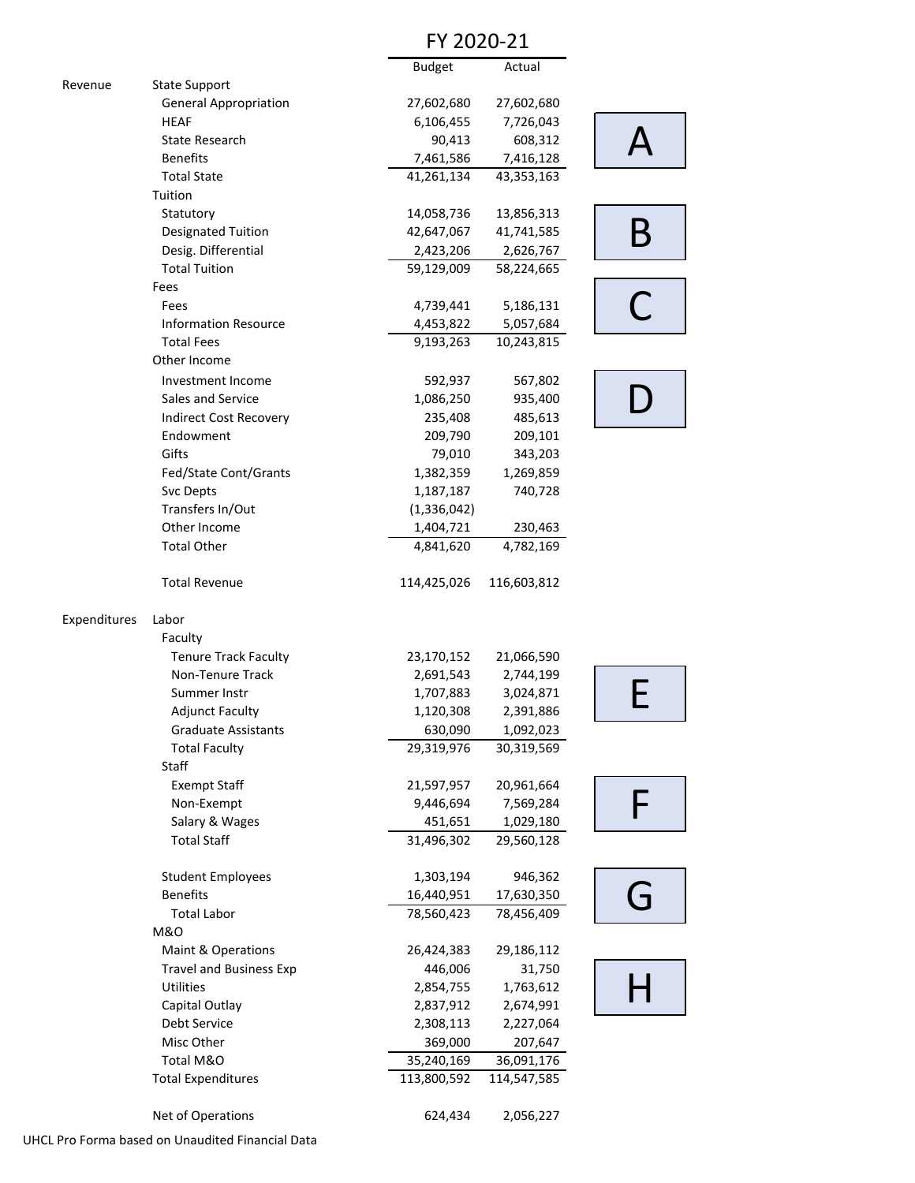| | | FY 2020-21 | | |
|---|---|---|---|---|
| | | Budget | Actual | |
| Revenue | State Support | | | |
| | General Appropriation | 27,602,680 | 27,602,680 | |
| | HEAF | 6,106,455 | 7,726,043 | A |
| | State Research | 90,413 | 608,312 | |
| | Benefits | 7,461,586 | 7,416,128 | |
| | Total State | 41,261,134 | 43,353,163 | |
| | Tuition | | | |
| | Statutory | 14,058,736 | 13,856,313 | B |
| | Designated Tuition | 42,647,067 | 41,741,585 | |
| | Desig. Differential | 2,423,206 | 2,626,767 | |
| | Total Tuition | 59,129,009 | 58,224,665 | |
| | Fees | | | C |
| | Fees | 4,739,441 | 5,186,131 | |
| | Information Resource | 4,453,822 | 5,057,684 | |
| | Total Fees | 9,193,263 | 10,243,815 | |
| | Other Income | | | |
| | Investment Income | 592,937 | 567,802 | D |
| | Sales and Service | 1,086,250 | 935,400 | |
| | Indirect Cost Recovery | 235,408 | 485,613 | |
| | Endowment | 209,790 | 209,101 | |
| | Gifts | 79,010 | 343,203 | |
| | Fed/State Cont/Grants | 1,382,359 | 1,269,859 | |
| | Svc Depts | 1,187,187 | 740,728 | |
| | Transfers In/Out | (1,336,042) | | |
| | Other Income | 1,404,721 | 230,463 | |
| | Total Other | 4,841,620 | 4,782,169 | |
| | Total Revenue | 114,425,026 | 116,603,812 | |
| Expenditures | Labor | | | |
| | Faculty | | | |
| | Tenure Track Faculty | 23,170,152 | 21,066,590 | |
| | Non-Tenure Track | 2,691,543 | 2,744,199 | E |
| | Summer Instr | 1,707,883 | 3,024,871 | |
| | Adjunct Faculty | 1,120,308 | 2,391,886 | |
| | Graduate Assistants | 630,090 | 1,092,023 | |
| | Total Faculty | 29,319,976 | 30,319,569 | |
| | Staff | | | |
| | Exempt Staff | 21,597,957 | 20,961,664 | F |
| | Non-Exempt | 9,446,694 | 7,569,284 | |
| | Salary & Wages | 451,651 | 1,029,180 | |
| | Total Staff | 31,496,302 | 29,560,128 | |
| | Student Employees | 1,303,194 | 946,362 | G |
| | Benefits | 16,440,951 | 17,630,350 | |
| | Total Labor | 78,560,423 | 78,456,409 | |
| | M&O | | | |
| | Maint & Operations | 26,424,383 | 29,186,112 | |
| | Travel and Business Exp | 446,006 | 31,750 | H |
| | Utilities | 2,854,755 | 1,763,612 | |
| | Capital Outlay | 2,837,912 | 2,674,991 | |
| | Debt Service | 2,308,113 | 2,227,064 | |
| | Misc Other | 369,000 | 207,647 | |
| | Total M&O | 35,240,169 | 36,091,176 | |
| | Total Expenditures | 113,800,592 | 114,547,585 | |
| | Net of Operations | 624,434 | 2,056,227 | |

UHCL Pro Forma based on Unaudited Financial Data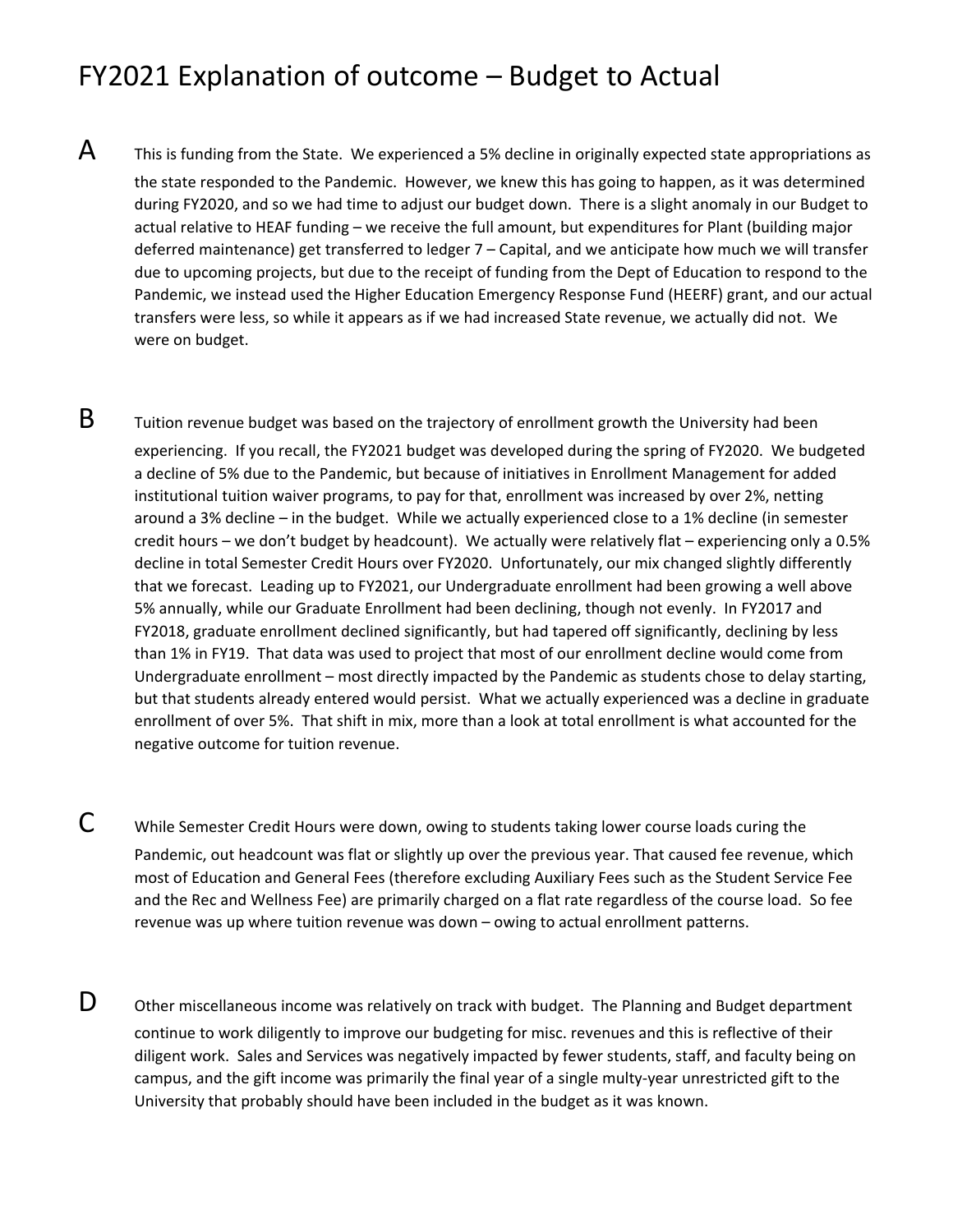# FY2021 Explanation of outcome – Budget to Actual

**A** This is funding from the State. We experienced a 5% decline in originally expected state appropriations as the state responded to the Pandemic. However, we knew this has going to happen, as it was determined during FY2020, and so we had time to adjust our budget down. There is a slight anomaly in our Budget to actual relative to HEAF funding – we receive the full amount, but expenditures for Plant (building major deferred maintenance) get transferred to ledger 7 – Capital, and we anticipate how much we will transfer due to upcoming projects, but due to the receipt of funding from the Dept of Education to respond to the Pandemic, we instead used the Higher Education Emergency Response Fund (HEERF) grant, and our actual transfers were less, so while it appears as if we had increased State revenue, we actually did not. We were on budget.

**B** Tuition revenue budget was based on the trajectory of enrollment growth the University had been experiencing. If you recall, the FY2021 budget was developed during the spring of FY2020. We budgeted a decline of 5% due to the Pandemic, but because of initiatives in Enrollment Management for added institutional tuition waiver programs, to pay for that, enrollment was increased by over 2%, netting around a 3% decline – in the budget. While we actually experienced close to a 1% decline (in semester credit hours – we don't budget by headcount). We actually were relatively flat – experiencing only a 0.5% decline in total Semester Credit Hours over FY2020. Unfortunately, our mix changed slightly differently that we forecast. Leading up to FY2021, our Undergraduate enrollment had been growing a well above 5% annually, while our Graduate Enrollment had been declining, though not evenly. In FY2017 and FY2018, graduate enrollment declined significantly, but had tapered off significantly, declining by less than 1% in FY19. That data was used to project that most of our enrollment decline would come from Undergraduate enrollment – most directly impacted by the Pandemic as students chose to delay starting, but that students already entered would persist. What we actually experienced was a decline in graduate enrollment of over 5%. That shift in mix, more than a look at total enrollment is what accounted for the negative outcome for tuition revenue.

**C** While Semester Credit Hours were down, owing to students taking lower course loads curing the Pandemic, out headcount was flat or slightly up over the previous year. That caused fee revenue, which most of Education and General Fees (therefore excluding Auxiliary Fees such as the Student Service Fee and the Rec and Wellness Fee) are primarily charged on a flat rate regardless of the course load. So fee revenue was up where tuition revenue was down – owing to actual enrollment patterns.

**D** Other miscellaneous income was relatively on track with budget. The Planning and Budget department continue to work diligently to improve our budgeting for misc. revenues and this is reflective of their diligent work. Sales and Services was negatively impacted by fewer students, staff, and faculty being on campus, and the gift income was primarily the final year of a single multy-year unrestricted gift to the University that probably should have been included in the budget as it was known.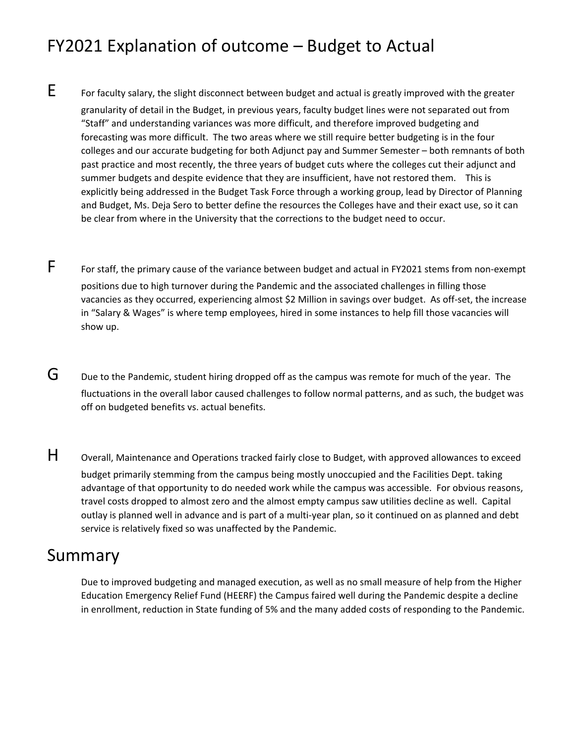# FY2021 Explanation of outcome – Budget to Actual

**E** For faculty salary, the slight disconnect between budget and actual is greatly improved with the greater granularity of detail in the Budget, in previous years, faculty budget lines were not separated out from "Staff" and understanding variances was more difficult, and therefore improved budgeting and forecasting was more difficult. The two areas where we still require better budgeting is in the four colleges and our accurate budgeting for both Adjunct pay and Summer Semester – both remnants of both past practice and most recently, the three years of budget cuts where the colleges cut their adjunct and summer budgets and despite evidence that they are insufficient, have not restored them. This is explicitly being addressed in the Budget Task Force through a working group, lead by Director of Planning and Budget, Ms. Deja Sero to better define the resources the Colleges have and their exact use, so it can be clear from where in the University that the corrections to the budget need to occur.

**F** For staff, the primary cause of the variance between budget and actual in FY2021 stems from non-exempt positions due to high turnover during the Pandemic and the associated challenges in filling those vacancies as they occurred, experiencing almost $2 Million in savings over budget. As off-set, the increase in "Salary & Wages" is where temp employees, hired in some instances to help fill those vacancies will show up.

**G** Due to the Pandemic, student hiring dropped off as the campus was remote for much of the year. The fluctuations in the overall labor caused challenges to follow normal patterns, and as such, the budget was off on budgeted benefits vs. actual benefits.

**H** Overall, Maintenance and Operations tracked fairly close to Budget, with approved allowances to exceed budget primarily stemming from the campus being mostly unoccupied and the Facilities Dept. taking advantage of that opportunity to do needed work while the campus was accessible. For obvious reasons, travel costs dropped to almost zero and the almost empty campus saw utilities decline as well. Capital outlay is planned well in advance and is part of a multi-year plan, so it continued on as planned and debt service is relatively fixed so was unaffected by the Pandemic.

## Summary

Due to improved budgeting and managed execution, as well as no small measure of help from the Higher Education Emergency Relief Fund (HEERF) the Campus faired well during the Pandemic despite a decline in enrollment, reduction in State funding of 5% and the many added costs of responding to the Pandemic.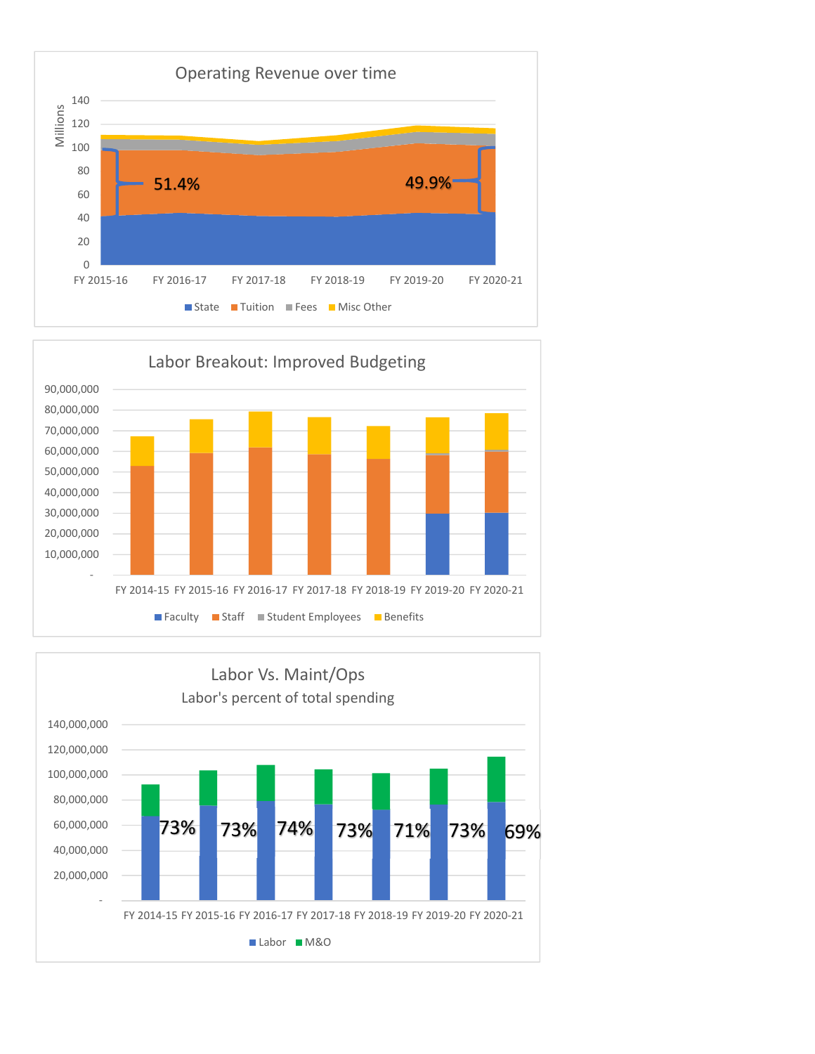## Operating Revenue over time

Millions

140
120
100
80
60
40
20
0

51.4%

49.9%

FY 2015-16 FY 2016-17 FY 2017-18 FY 2018-19 FY 2019-20 FY 2020-21

State Tuition Fees Misc Other

## Labor Breakout: Improved Budgeting

90,000,000
80,000,000
70,000,000
60,000,000
50,000,000
40,000,000
30,000,000
20,000,000
10,000,000
-

FY 2014-15 FY 2015-16 FY 2016-17 FY 2017-18 FY 2018-19 FY 2019-20 FY 2020-21

Faculty Staff Student Employees Benefits

## Labor Vs. Maint/Ops

Labor's percent of total spending

140,000,000
120,000,000
100,000,000
80,000,000
60,000,000
40,000,000
20,000,000
-

73% 73% 74% 73% 71% 73% 69%

FY 2014-15 FY 2015-16 FY 2016-17 FY 2017-18 FY 2018-19 FY 2019-20 FY 2020-21

Labor M&O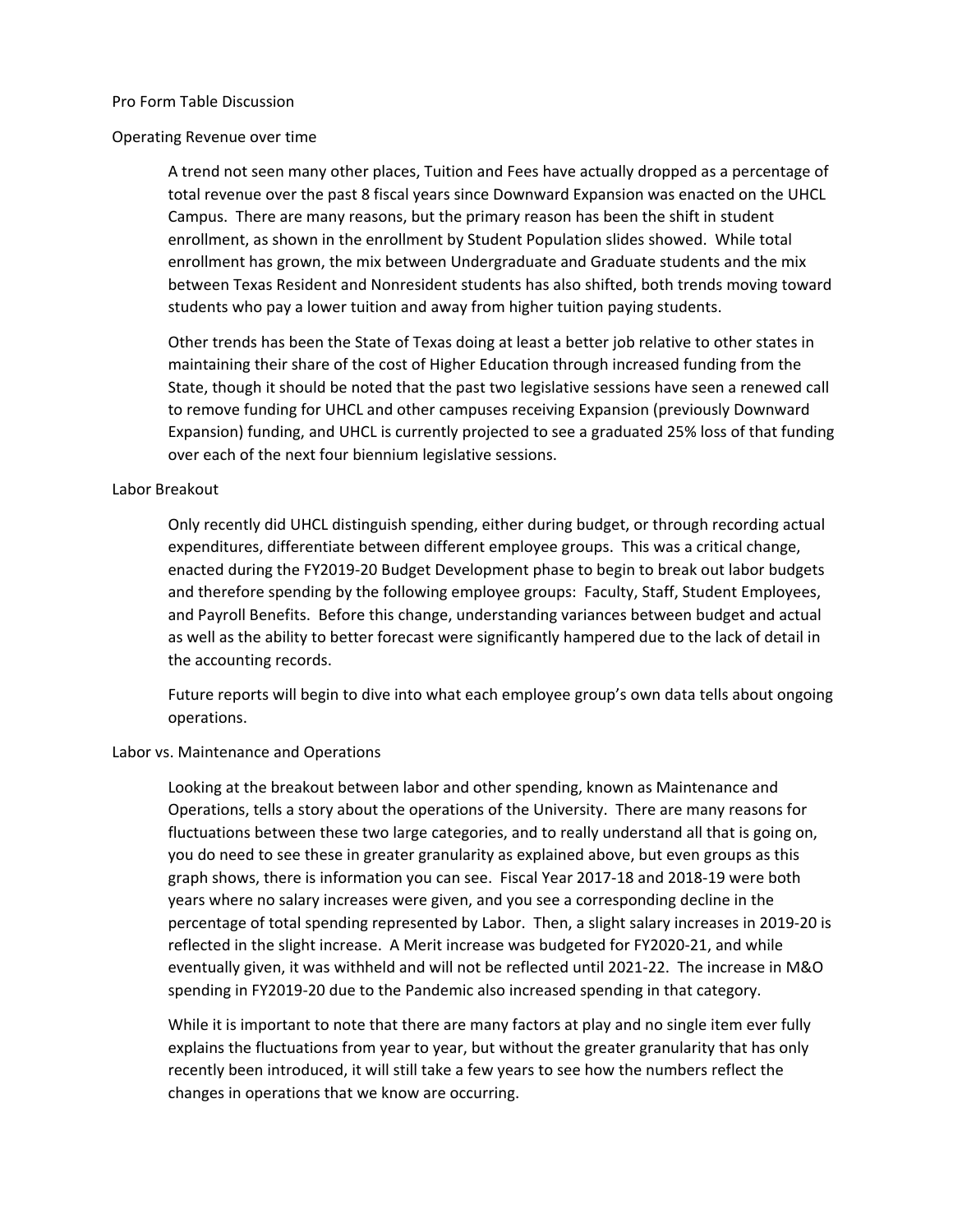Pro Form Table Discussion

Operating Revenue over time

A trend not seen many other places, Tuition and Fees have actually dropped as a percentage of total revenue over the past 8 fiscal years since Downward Expansion was enacted on the UHCL Campus. There are many reasons, but the primary reason has been the shift in student enrollment, as shown in the enrollment by Student Population slides showed. While total enrollment has grown, the mix between Undergraduate and Graduate students and the mix between Texas Resident and Nonresident students has also shifted, both trends moving toward students who pay a lower tuition and away from higher tuition paying students.

Other trends has been the State of Texas doing at least a better job relative to other states in maintaining their share of the cost of Higher Education through increased funding from the State, though it should be noted that the past two legislative sessions have seen a renewed call to remove funding for UHCL and other campuses receiving Expansion (previously Downward Expansion) funding, and UHCL is currently projected to see a graduated 25% loss of that funding over each of the next four biennium legislative sessions.

Labor Breakout

Only recently did UHCL distinguish spending, either during budget, or through recording actual expenditures, differentiate between different employee groups. This was a critical change, enacted during the FY2019-20 Budget Development phase to begin to break out labor budgets and therefore spending by the following employee groups: Faculty, Staff, Student Employees, and Payroll Benefits. Before this change, understanding variances between budget and actual as well as the ability to better forecast were significantly hampered due to the lack of detail in the accounting records.

Future reports will begin to dive into what each employee group's own data tells about ongoing operations.

Labor vs. Maintenance and Operations

Looking at the breakout between labor and other spending, known as Maintenance and Operations, tells a story about the operations of the University. There are many reasons for fluctuations between these two large categories, and to really understand all that is going on, you do need to see these in greater granularity as explained above, but even groups as this graph shows, there is information you can see. Fiscal Year 2017-18 and 2018-19 were both years where no salary increases were given, and you see a corresponding decline in the percentage of total spending represented by Labor. Then, a slight salary increases in 2019-20 is reflected in the slight increase. A Merit increase was budgeted for FY2020-21, and while eventually given, it was withheld and will not be reflected until 2021-22. The increase in M&O spending in FY2019-20 due to the Pandemic also increased spending in that category.

While it is important to note that there are many factors at play and no single item ever fully explains the fluctuations from year to year, but without the greater granularity that has only recently been introduced, it will still take a few years to see how the numbers reflect the changes in operations that we know are occurring.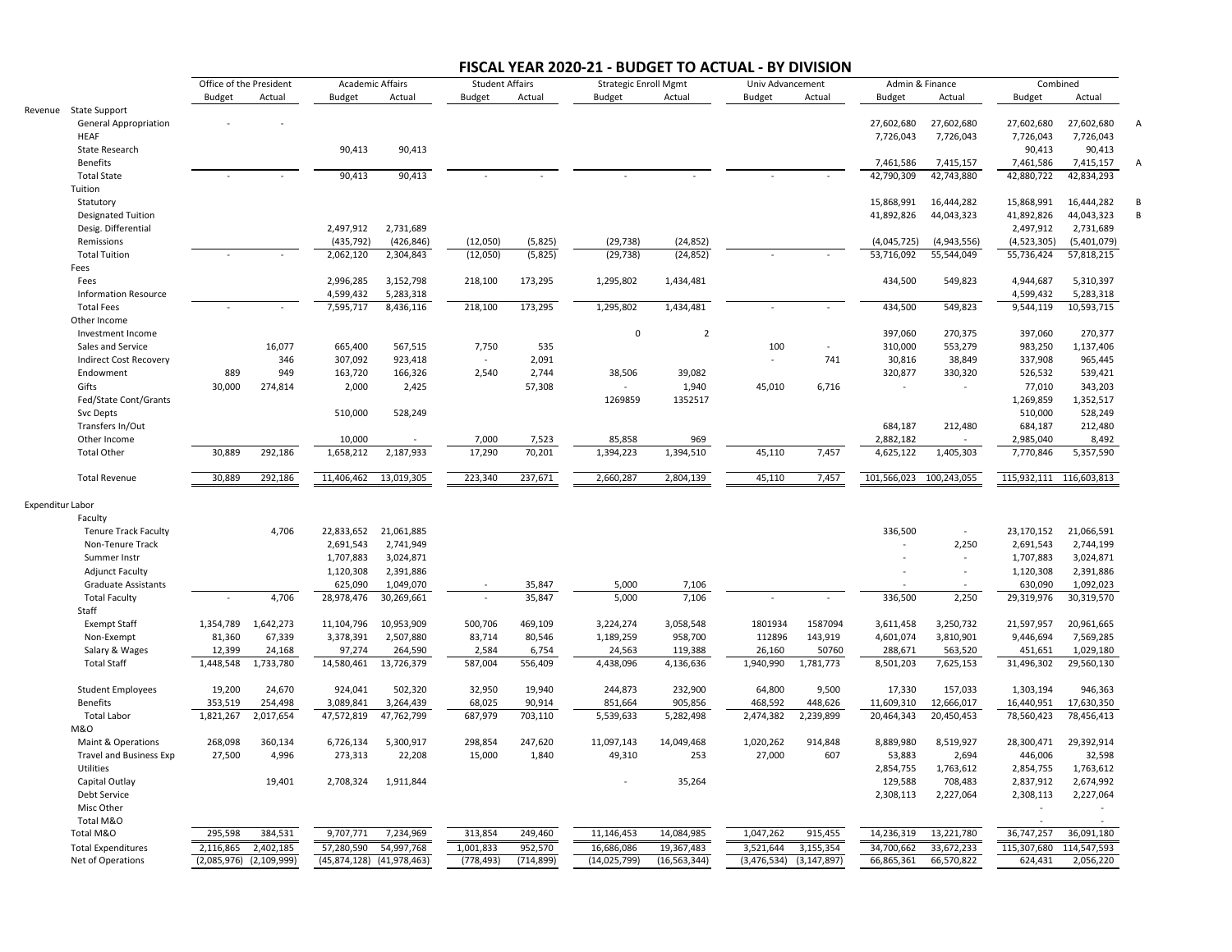# FISCAL YEAR 2020-21 - BUDGET TO ACTUAL - BY DIVISION

| | | Office of the President | | Academic Affairs | | Student Affairs | | Strategic Enroll Mgmt | | Univ Advancement | | Admin & Finance | | Combined | | |
|---|---|---|---|---|---|---|---|---|---|---|---|---|---|---|---|---|
| | | Budget | Actual | Budget | Actual | Budget | Actual | Budget | Actual | Budget | Actual | Budget | Actual | Budget | Actual | |
| Revenue | State Support | | | | | | | | | | | | | | | |
| | General Appropriation | - | - | | | | | | | | | 27,602,680 | 27,602,680 | 27,602,680 | 27,602,680 | A |
| | HEAF | | | | | | | | | | | 7,726,043 | 7,726,043 | 7,726,043 | 7,726,043 | |
| | State Research | | | 90,413 | 90,413 | | | | | | | | | 90,413 | 90,413 | |
| | Benefits | | | | | | | | | | | 7,461,586 | 7,415,157 | 7,461,586 | 7,415,157 | A |
| | Total State | - | - | 90,413 | 90,413 | - | - | - | - | - | - | 42,790,309 | 42,743,880 | 42,880,722 | 42,834,293 | |
| | Tuition | | | | | | | | | | | | | | | |
| | Statutory | | | | | | | | | | | 15,868,991 | 16,444,282 | 15,868,991 | 16,444,282 | B |
| | Designated Tuition | | | | | | | | | | | 41,892,826 | 44,043,323 | 41,892,826 | 44,043,323 | B |
| | Desig. Differential | | | 2,497,912 | 2,731,689 | | | | | | | | | 2,497,912 | 2,731,689 | |
| | Remissions | | | (435,792) | (426,846) | (12,050) | (5,825) | (29,738) | (24,852) | | | (4,045,725) | (4,943,556) | (4,523,305) | (5,401,079) | |
| | Total Tuition | - | - | 2,062,120 | 2,304,843 | (12,050) | (5,825) | (29,738) | (24,852) | - | - | 53,716,092 | 55,544,049 | 55,736,424 | 57,818,215 | |
| | Fees | | | | | | | | | | | | | | | |
| | Fees | | | 2,996,285 | 3,152,798 | 218,100 | 173,295 | 1,295,802 | 1,434,481 | | | 434,500 | 549,823 | 4,944,687 | 5,310,397 | |
| | Information Resource | | | 4,599,432 | 5,283,318 | | | | | | | | | 4,599,432 | 5,283,318 | |
| | Total Fees | - | - | 7,595,717 | 8,436,116 | 218,100 | 173,295 | 1,295,802 | 1,434,481 | - | - | 434,500 | 549,823 | 9,544,119 | 10,593,715 | |
| | Other Income | | | | | | | | | | | | | | | |
| | Investment Income | | | | | | | 0 | 2 | | | 397,060 | 270,375 | 397,060 | 270,377 | |
| | Sales and Service | | 16,077 | 665,400 | 567,515 | 7,750 | 535 | | | 100 | - | 310,000 | 553,279 | 983,250 | 1,137,406 | |
| | Indirect Cost Recovery | | 346 | 307,092 | 923,418 | - | 2,091 | | | - | 741 | 30,816 | 38,849 | 337,908 | 965,445 | |
| | Endowment | 889 | 949 | 163,720 | 166,326 | 2,540 | 2,744 | 38,506 | 39,082 | | | 320,877 | 330,320 | 526,532 | 539,421 | |
| | Gifts | 30,000 | 274,814 | 2,000 | 2,425 | | 57,308 | - | 1,940 | 45,010 | 6,716 | - | - | 77,010 | 343,203 | |
| | Fed/State Cont/Grants | | | | | | | 1269859 | 1352517 | | | | | 1,269,859 | 1,352,517 | |
| | Svc Depts | | | 510,000 | 528,249 | | | | | | | | | 510,000 | 528,249 | |
| | Transfers In/Out | | | | | | | | | | | 684,187 | 212,480 | 684,187 | 212,480 | |
| | Other Income | | | 10,000 | - | 7,000 | 7,523 | 85,858 | 969 | | | 2,882,182 | - | 2,985,040 | 8,492 | |
| | Total Other | 30,889 | 292,186 | 1,658,212 | 2,187,933 | 17,290 | 70,201 | 1,394,223 | 1,394,510 | 45,110 | 7,457 | 4,625,122 | 1,405,303 | 7,770,846 | 5,357,590 | |
| | Total Revenue | 30,889 | 292,186 | 11,406,462 | 13,019,305 | 223,340 | 237,671 | 2,660,287 | 2,804,139 | 45,110 | 7,457 | 101,566,023 | 100,243,055 | 115,932,111 | 116,603,813 | |
| Expenditur | Labor | | | | | | | | | | | | | | | |
| | Faculty | | | | | | | | | | | | | | | |
| | Tenure Track Faculty | | 4,706 | 22,833,652 | 21,061,885 | | | | | | | 336,500 | - | 23,170,152 | 21,066,591 | |
| | Non-Tenure Track | | | 2,691,543 | 2,741,949 | | | | | | | - | 2,250 | 2,691,543 | 2,744,199 | |
| | Summer Instr | | | 1,707,883 | 3,024,871 | | | | | | | - | - | 1,707,883 | 3,024,871 | |
| | Adjunct Faculty | | | 1,120,308 | 2,391,886 | | | | | | | - | - | 1,120,308 | 2,391,886 | |
| | Graduate Assistants | | | 625,090 | 1,049,070 | - | 35,847 | 5,000 | 7,106 | | | - | - | 630,090 | 1,092,023 | |
| | Total Faculty | - | 4,706 | 28,978,476 | 30,269,661 | - | 35,847 | 5,000 | 7,106 | - | - | 336,500 | 2,250 | 29,319,976 | 30,319,570 | |
| | Staff | | | | | | | | | | | | | | | |
| | Exempt Staff | 1,354,789 | 1,642,273 | 11,104,796 | 10,953,909 | 500,706 | 469,109 | 3,224,274 | 3,058,548 | 1801934 | 1587094 | 3,611,458 | 3,250,732 | 21,597,957 | 20,961,665 | |
| | Non-Exempt | 81,360 | 67,339 | 3,378,391 | 2,507,880 | 83,714 | 80,546 | 1,189,259 | 958,700 | 112896 | 143,919 | 4,601,074 | 3,810,901 | 9,446,694 | 7,569,285 | |
| | Salary & Wages | 12,399 | 24,168 | 97,274 | 264,590 | 2,584 | 6,754 | 24,563 | 119,388 | 26,160 | 50760 | 288,671 | 563,520 | 451,651 | 1,029,180 | |
| | Total Staff | 1,448,548 | 1,733,780 | 14,580,461 | 13,726,379 | 587,004 | 556,409 | 4,438,096 | 4,136,636 | 1,940,990 | 1,781,773 | 8,501,203 | 7,625,153 | 31,496,302 | 29,560,130 | |
| | Student Employees | 19,200 | 24,670 | 924,041 | 502,320 | 32,950 | 19,940 | 244,873 | 232,900 | 64,800 | 9,500 | 17,330 | 157,033 | 1,303,194 | 946,363 | |
| | Benefits | 353,519 | 254,498 | 3,089,841 | 3,264,439 | 68,025 | 90,914 | 851,664 | 905,856 | 468,592 | 448,626 | 11,609,310 | 12,666,017 | 16,440,951 | 17,630,350 | |
| | Total Labor | 1,821,267 | 2,017,654 | 47,572,819 | 47,762,799 | 687,979 | 703,110 | 5,539,633 | 5,282,498 | 2,474,382 | 2,239,899 | 20,464,343 | 20,450,453 | 78,560,423 | 78,456,413 | |
| | M&O | | | | | | | | | | | | | | | |
| | Maint & Operations | 268,098 | 360,134 | 6,726,134 | 5,300,917 | 298,854 | 247,620 | 11,097,143 | 14,049,468 | 1,020,262 | 914,848 | 8,889,980 | 8,519,927 | 28,300,471 | 29,392,914 | |
| | Travel and Business Exp | 27,500 | 4,996 | 273,313 | 22,208 | 15,000 | 1,840 | 49,310 | 253 | 27,000 | 607 | 53,883 | 2,694 | 446,006 | 32,598 | |
| | Utilities | | | | | | | | | | | 2,854,755 | 1,763,612 | 2,854,755 | 1,763,612 | |
| | Capital Outlay | | 19,401 | 2,708,324 | 1,911,844 | | | - | 35,264 | | | 129,588 | 708,483 | 2,837,912 | 2,674,992 | |
| | Debt Service | | | | | | | | | | | 2,308,113 | 2,227,064 | 2,308,113 | 2,227,064 | |
| | Misc Other | | | | | | | | | | | | | - | - | |
| | Total M&O | | | | | | | | | | | | | - | - | |
| | Total M&O | 295,598 | 384,531 | 9,707,771 | 7,234,969 | 313,854 | 249,460 | 11,146,453 | 14,084,985 | 1,047,262 | 915,455 | 14,236,319 | 13,221,780 | 36,747,257 | 36,091,180 | |
| | Total Expenditures | 2,116,865 | 2,402,185 | 57,280,590 | 54,997,768 | 1,001,833 | 952,570 | 16,686,086 | 19,367,483 | 3,521,644 | 3,155,354 | 34,700,662 | 33,672,233 | 115,307,680 | 114,547,593 | |
| | Net of Operations | (2,085,976) | (2,109,999) | (45,874,128) | (41,978,463) | (778,493) | (714,899) | (14,025,799) | (16,563,344) | (3,476,534) | (3,147,897) | 66,865,361 | 66,570,822 | 624,431 | 2,056,220 | |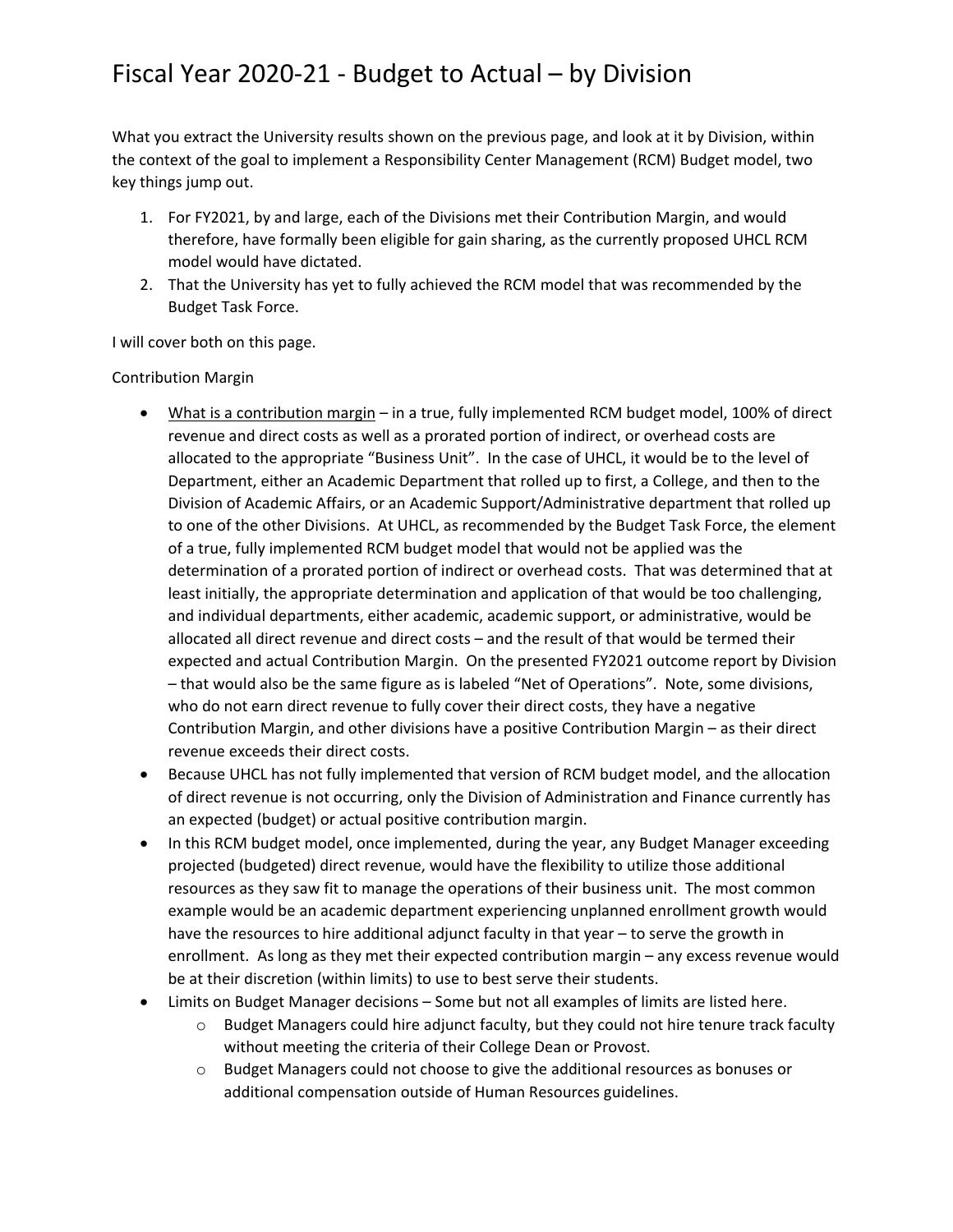# Fiscal Year 2020-21 - Budget to Actual – by Division

What you extract the University results shown on the previous page, and look at it by Division, within the context of the goal to implement a Responsibility Center Management (RCM) Budget model, two key things jump out.

1. For FY2021, by and large, each of the Divisions met their Contribution Margin, and would therefore, have formally been eligible for gain sharing, as the currently proposed UHCL RCM model would have dictated.
2. That the University has yet to fully achieved the RCM model that was recommended by the Budget Task Force.

I will cover both on this page.

Contribution Margin

- What is a contribution margin – in a true, fully implemented RCM budget model, 100% of direct revenue and direct costs as well as a prorated portion of indirect, or overhead costs are allocated to the appropriate "Business Unit". In the case of UHCL, it would be to the level of Department, either an Academic Department that rolled up to first, a College, and then to the Division of Academic Affairs, or an Academic Support/Administrative department that rolled up to one of the other Divisions. At UHCL, as recommended by the Budget Task Force, the element of a true, fully implemented RCM budget model that would not be applied was the determination of a prorated portion of indirect or overhead costs. That was determined that at least initially, the appropriate determination and application of that would be too challenging, and individual departments, either academic, academic support, or administrative, would be allocated all direct revenue and direct costs – and the result of that would be termed their expected and actual Contribution Margin. On the presented FY2021 outcome report by Division – that would also be the same figure as is labeled "Net of Operations". Note, some divisions, who do not earn direct revenue to fully cover their direct costs, they have a negative Contribution Margin, and other divisions have a positive Contribution Margin – as their direct revenue exceeds their direct costs.
- Because UHCL has not fully implemented that version of RCM budget model, and the allocation of direct revenue is not occurring, only the Division of Administration and Finance currently has an expected (budget) or actual positive contribution margin.
- In this RCM budget model, once implemented, during the year, any Budget Manager exceeding projected (budgeted) direct revenue, would have the flexibility to utilize those additional resources as they saw fit to manage the operations of their business unit. The most common example would be an academic department experiencing unplanned enrollment growth would have the resources to hire additional adjunct faculty in that year – to serve the growth in enrollment. As long as they met their expected contribution margin – any excess revenue would be at their discretion (within limits) to use to best serve their students.
- Limits on Budget Manager decisions – Some but not all examples of limits are listed here.
  - Budget Managers could hire adjunct faculty, but they could not hire tenure track faculty without meeting the criteria of their College Dean or Provost.
  - Budget Managers could not choose to give the additional resources as bonuses or additional compensation outside of Human Resources guidelines.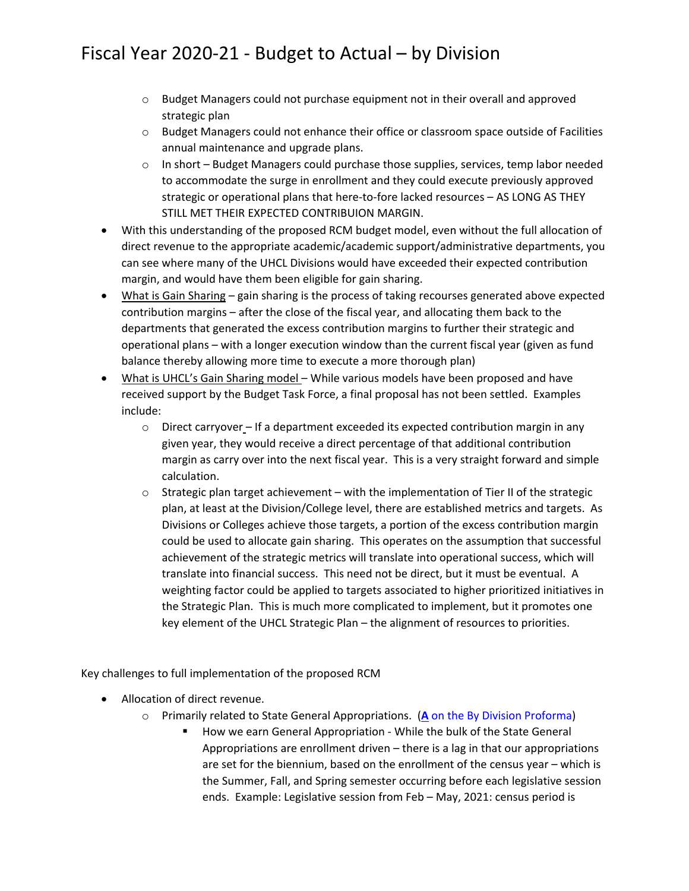# Fiscal Year 2020-21 - Budget to Actual – by Division

  - Budget Managers could not purchase equipment not in their overall and approved strategic plan
  - Budget Managers could not enhance their office or classroom space outside of Facilities annual maintenance and upgrade plans.
  - In short – Budget Managers could purchase those supplies, services, temp labor needed to accommodate the surge in enrollment and they could execute previously approved strategic or operational plans that here-to-fore lacked resources – AS LONG AS THEY STILL MET THEIR EXPECTED CONTRIBUION MARGIN.
- With this understanding of the proposed RCM budget model, even without the full allocation of direct revenue to the appropriate academic/academic support/administrative departments, you can see where many of the UHCL Divisions would have exceeded their expected contribution margin, and would have them been eligible for gain sharing.
- What is Gain Sharing – gain sharing is the process of taking recourses generated above expected contribution margins – after the close of the fiscal year, and allocating them back to the departments that generated the excess contribution margins to further their strategic and operational plans – with a longer execution window than the current fiscal year (given as fund balance thereby allowing more time to execute a more thorough plan)
- What is UHCL's Gain Sharing model – While various models have been proposed and have received support by the Budget Task Force, a final proposal has not been settled. Examples include:
  - Direct carryover – If a department exceeded its expected contribution margin in any given year, they would receive a direct percentage of that additional contribution margin as carry over into the next fiscal year. This is a very straight forward and simple calculation.
  - Strategic plan target achievement – with the implementation of Tier II of the strategic plan, at least at the Division/College level, there are established metrics and targets. As Divisions or Colleges achieve those targets, a portion of the excess contribution margin could be used to allocate gain sharing. This operates on the assumption that successful achievement of the strategic metrics will translate into operational success, which will translate into financial success. This need not be direct, but it must be eventual. A weighting factor could be applied to targets associated to higher prioritized initiatives in the Strategic Plan. This is much more complicated to implement, but it promotes one key element of the UHCL Strategic Plan – the alignment of resources to priorities.

Key challenges to full implementation of the proposed RCM

- Allocation of direct revenue.
  - Primarily related to State General Appropriations. (**A** on the By Division Proforma)
    - How we earn General Appropriation - While the bulk of the State General Appropriations are enrollment driven – there is a lag in that our appropriations are set for the biennium, based on the enrollment of the census year – which is the Summer, Fall, and Spring semester occurring before each legislative session ends. Example: Legislative session from Feb – May, 2021: census period is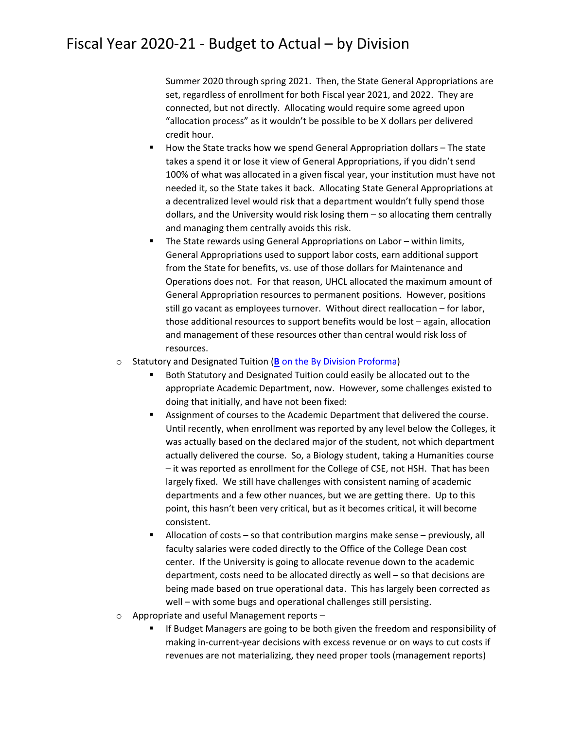Summer 2020 through spring 2021. Then, the State General Appropriations are set, regardless of enrollment for both Fiscal year 2021, and 2022. They are connected, but not directly. Allocating would require some agreed upon "allocation process" as it wouldn't be possible to be X dollars per delivered credit hour.

    - How the State tracks how we spend General Appropriation dollars – The state takes a spend it or lose it view of General Appropriations, if you didn't send 100% of what was allocated in a given fiscal year, your institution must have not needed it, so the State takes it back. Allocating State General Appropriations at a decentralized level would risk that a department wouldn't fully spend those dollars, and the University would risk losing them – so allocating them centrally and managing them centrally avoids this risk.
    - The State rewards using General Appropriations on Labor – within limits, General Appropriations used to support labor costs, earn additional support from the State for benefits, vs. use of those dollars for Maintenance and Operations does not. For that reason, UHCL allocated the maximum amount of General Appropriation resources to permanent positions. However, positions still go vacant as employees turnover. Without direct reallocation – for labor, those additional resources to support benefits would be lost – again, allocation and management of these resources other than central would risk loss of resources.

- Statutory and Designated Tuition (**B** on the By Division Proforma)
    - Both Statutory and Designated Tuition could easily be allocated out to the appropriate Academic Department, now. However, some challenges existed to doing that initially, and have not been fixed:
    - Assignment of courses to the Academic Department that delivered the course. Until recently, when enrollment was reported by any level below the Colleges, it was actually based on the declared major of the student, not which department actually delivered the course. So, a Biology student, taking a Humanities course – it was reported as enrollment for the College of CSE, not HSH. That has been largely fixed. We still have challenges with consistent naming of academic departments and a few other nuances, but we are getting there. Up to this point, this hasn't been very critical, but as it becomes critical, it will become consistent.
    - Allocation of costs – so that contribution margins make sense – previously, all faculty salaries were coded directly to the Office of the College Dean cost center. If the University is going to allocate revenue down to the academic department, costs need to be allocated directly as well – so that decisions are being made based on true operational data. This has largely been corrected as well – with some bugs and operational challenges still persisting.

- Appropriate and useful Management reports –
    - If Budget Managers are going to be both given the freedom and responsibility of making in-current-year decisions with excess revenue or on ways to cut costs if revenues are not materializing, they need proper tools (management reports)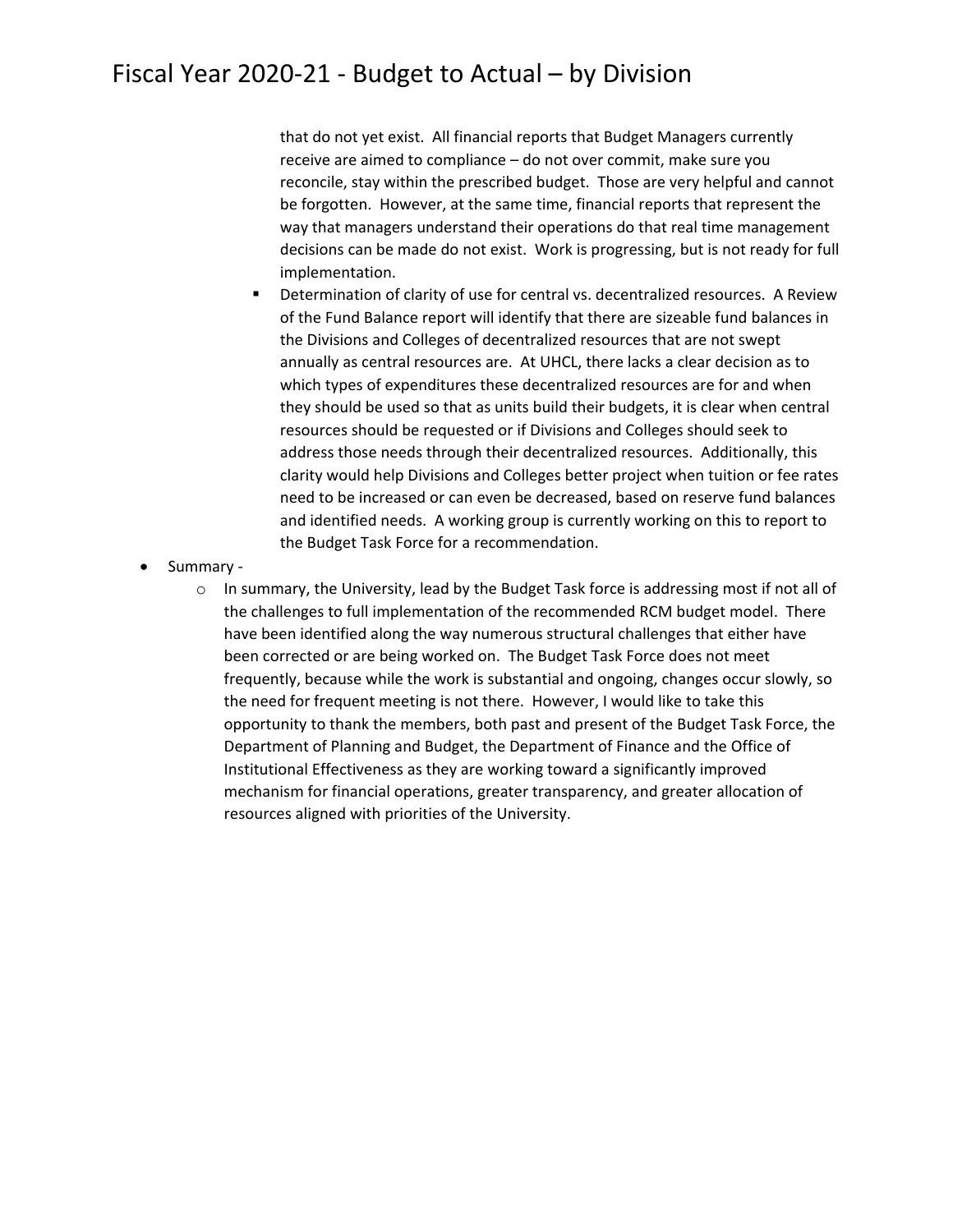that do not yet exist. All financial reports that Budget Managers currently receive are aimed to compliance – do not over commit, make sure you reconcile, stay within the prescribed budget. Those are very helpful and cannot be forgotten. However, at the same time, financial reports that represent the way that managers understand their operations do that real time management decisions can be made do not exist. Work is progressing, but is not ready for full implementation.

- Determination of clarity of use for central vs. decentralized resources. A Review of the Fund Balance report will identify that there are sizeable fund balances in the Divisions and Colleges of decentralized resources that are not swept annually as central resources are. At UHCL, there lacks a clear decision as to which types of expenditures these decentralized resources are for and when they should be used so that as units build their budgets, it is clear when central resources should be requested or if Divisions and Colleges should seek to address those needs through their decentralized resources. Additionally, this clarity would help Divisions and Colleges better project when tuition or fee rates need to be increased or can even be decreased, based on reserve fund balances and identified needs. A working group is currently working on this to report to the Budget Task Force for a recommendation.

- Summary -
  - In summary, the University, lead by the Budget Task force is addressing most if not all of the challenges to full implementation of the recommended RCM budget model. There have been identified along the way numerous structural challenges that either have been corrected or are being worked on. The Budget Task Force does not meet frequently, because while the work is substantial and ongoing, changes occur slowly, so the need for frequent meeting is not there. However, I would like to take this opportunity to thank the members, both past and present of the Budget Task Force, the Department of Planning and Budget, the Department of Finance and the Office of Institutional Effectiveness as they are working toward a significantly improved mechanism for financial operations, greater transparency, and greater allocation of resources aligned with priorities of the University.